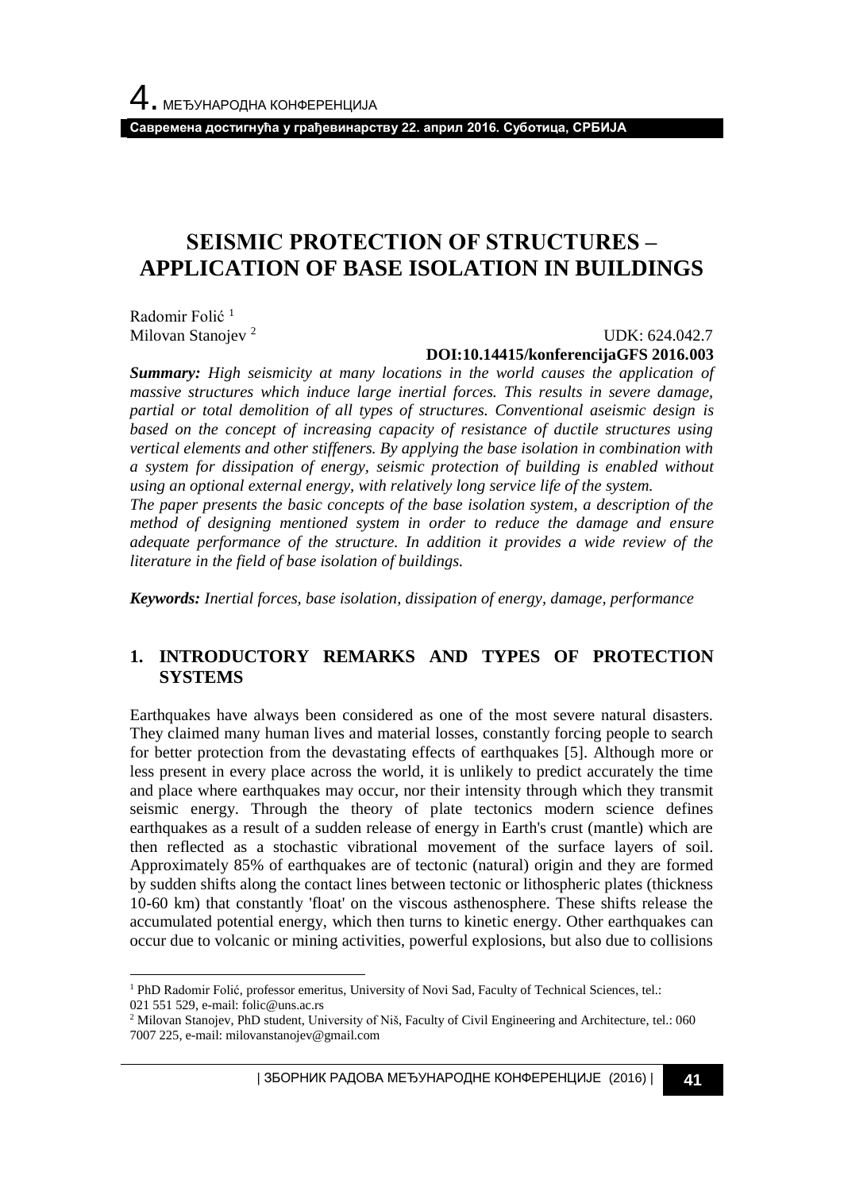# SEISMIC PROTECTION OF STRUCTURES – APPLICATION OF BASE ISOLATION IN BUILDINGS

Radomir Folić [1]
Milovan Stanojev [2]

UDK: 624.042.7
**DOI:10.14415/konferencijaGFS 2016.003**

***Summary:*** *High seismicity at many locations in the world causes the application of massive structures which induce large inertial forces. This results in severe damage, partial or total demolition of all types of structures. Conventional aseismic design is based on the concept of increasing capacity of resistance of ductile structures using vertical elements and other stiffeners. By applying the base isolation in combination with a system for dissipation of energy, seismic protection of building is enabled without using an optional external energy, with relatively long service life of the system.*
*The paper presents the basic concepts of the base isolation system, a description of the method of designing mentioned system in order to reduce the damage and ensure adequate performance of the structure. In addition it provides a wide review of the literature in the field of base isolation of buildings.*

***Keywords:*** *Inertial forces, base isolation, dissipation of energy, damage, performance*

## 1. INTRODUCTORY REMARKS AND TYPES OF PROTECTION SYSTEMS

Earthquakes have always been considered as one of the most severe natural disasters. They claimed many human lives and material losses, constantly forcing people to search for better protection from the devastating effects of earthquakes [5]. Although more or less present in every place across the world, it is unlikely to predict accurately the time and place where earthquakes may occur, nor their intensity through which they transmit seismic energy. Through the theory of plate tectonics modern science defines earthquakes as a result of a sudden release of energy in Earth's crust (mantle) which are then reflected as a stochastic vibrational movement of the surface layers of soil. Approximately 85% of earthquakes are of tectonic (natural) origin and they are formed by sudden shifts along the contact lines between tectonic or lithospheric plates (thickness 10-60 km) that constantly 'float' on the viscous asthenosphere. These shifts release the accumulated potential energy, which then turns to kinetic energy. Other earthquakes can occur due to volcanic or mining activities, powerful explosions, but also due to collisions

[1] PhD Radomir Folić, professor emeritus, University of Novi Sad, Faculty of Technical Sciences, tel.: 021 551 529, e-mail: folic@uns.ac.rs

[2] Milovan Stanojev, PhD student, University of Niš, Faculty of Civil Engineering and Architecture, tel.: 060 7007 225, e-mail: milovanstanojev@gmail.com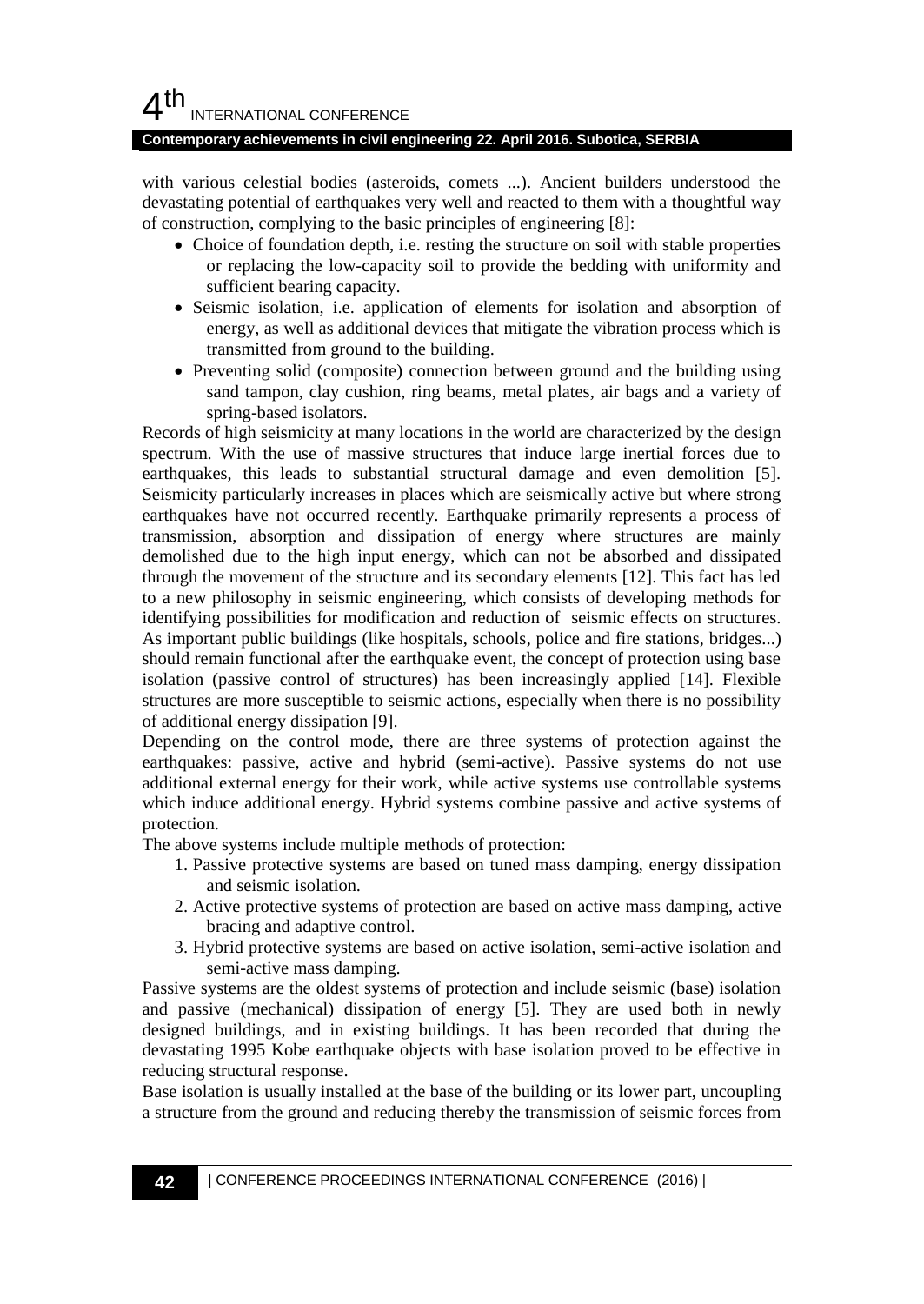with various celestial bodies (asteroids, comets ...). Ancient builders understood the devastating potential of earthquakes very well and reacted to them with a thoughtful way of construction, complying to the basic principles of engineering [8]:

- Choice of foundation depth, i.e. resting the structure on soil with stable properties or replacing the low-capacity soil to provide the bedding with uniformity and sufficient bearing capacity.
- Seismic isolation, i.e. application of elements for isolation and absorption of energy, as well as additional devices that mitigate the vibration process which is transmitted from ground to the building.
- Preventing solid (composite) connection between ground and the building using sand tampon, clay cushion, ring beams, metal plates, air bags and a variety of spring-based isolators.

Records of high seismicity at many locations in the world are characterized by the design spectrum. With the use of massive structures that induce large inertial forces due to earthquakes, this leads to substantial structural damage and even demolition [5]. Seismicity particularly increases in places which are seismically active but where strong earthquakes have not occurred recently. Earthquake primarily represents a process of transmission, absorption and dissipation of energy where structures are mainly demolished due to the high input energy, which can not be absorbed and dissipated through the movement of the structure and its secondary elements [12]. This fact has led to a new philosophy in seismic engineering, which consists of developing methods for identifying possibilities for modification and reduction of seismic effects on structures. As important public buildings (like hospitals, schools, police and fire stations, bridges...) should remain functional after the earthquake event, the concept of protection using base isolation (passive control of structures) has been increasingly applied [14]. Flexible structures are more susceptible to seismic actions, especially when there is no possibility of additional energy dissipation [9].

Depending on the control mode, there are three systems of protection against the earthquakes: passive, active and hybrid (semi-active). Passive systems do not use additional external energy for their work, while active systems use controllable systems which induce additional energy. Hybrid systems combine passive and active systems of protection.

The above systems include multiple methods of protection:

1. Passive protective systems are based on tuned mass damping, energy dissipation and seismic isolation.
2. Active protective systems of protection are based on active mass damping, active bracing and adaptive control.
3. Hybrid protective systems are based on active isolation, semi-active isolation and semi-active mass damping.

Passive systems are the oldest systems of protection and include seismic (base) isolation and passive (mechanical) dissipation of energy [5]. They are used both in newly designed buildings, and in existing buildings. It has been recorded that during the devastating 1995 Kobe earthquake objects with base isolation proved to be effective in reducing structural response.

Base isolation is usually installed at the base of the building or its lower part, uncoupling a structure from the ground and reducing thereby the transmission of seismic forces from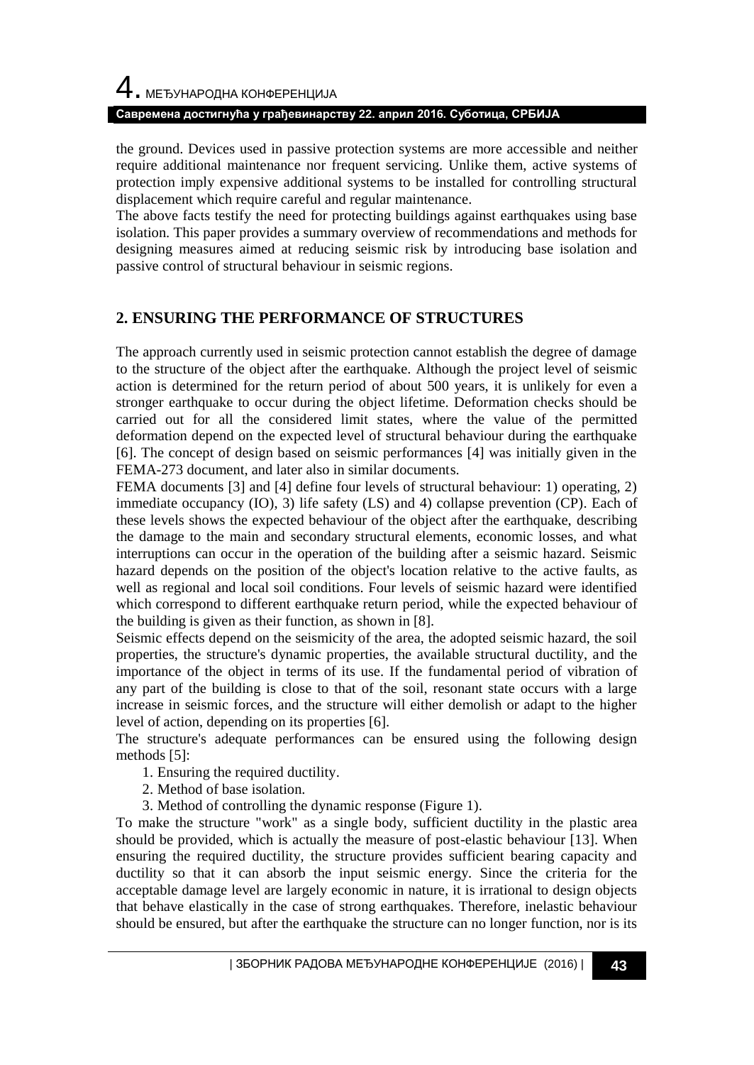the ground. Devices used in passive protection systems are more accessible and neither require additional maintenance nor frequent servicing. Unlike them, active systems of protection imply expensive additional systems to be installed for controlling structural displacement which require careful and regular maintenance.

The above facts testify the need for protecting buildings against earthquakes using base isolation. This paper provides a summary overview of recommendations and methods for designing measures aimed at reducing seismic risk by introducing base isolation and passive control of structural behaviour in seismic regions.

## 2. ENSURING THE PERFORMANCE OF STRUCTURES

The approach currently used in seismic protection cannot establish the degree of damage to the structure of the object after the earthquake. Although the project level of seismic action is determined for the return period of about 500 years, it is unlikely for even a stronger earthquake to occur during the object lifetime. Deformation checks should be carried out for all the considered limit states, where the value of the permitted deformation depend on the expected level of structural behaviour during the earthquake [6]. The concept of design based on seismic performances [4] was initially given in the FEMA-273 document, and later also in similar documents.

FEMA documents [3] and [4] define four levels of structural behaviour: 1) operating, 2) immediate occupancy (IO), 3) life safety (LS) and 4) collapse prevention (CP). Each of these levels shows the expected behaviour of the object after the earthquake, describing the damage to the main and secondary structural elements, economic losses, and what interruptions can occur in the operation of the building after a seismic hazard. Seismic hazard depends on the position of the object's location relative to the active faults, as well as regional and local soil conditions. Four levels of seismic hazard were identified which correspond to different earthquake return period, while the expected behaviour of the building is given as their function, as shown in [8].

Seismic effects depend on the seismicity of the area, the adopted seismic hazard, the soil properties, the structure's dynamic properties, the available structural ductility, and the importance of the object in terms of its use. If the fundamental period of vibration of any part of the building is close to that of the soil, resonant state occurs with a large increase in seismic forces, and the structure will either demolish or adapt to the higher level of action, depending on its properties [6].

The structure's adequate performances can be ensured using the following design methods [5]:

1. Ensuring the required ductility.
2. Method of base isolation.
3. Method of controlling the dynamic response (Figure 1).

To make the structure "work" as a single body, sufficient ductility in the plastic area should be provided, which is actually the measure of post-elastic behaviour [13]. When ensuring the required ductility, the structure provides sufficient bearing capacity and ductility so that it can absorb the input seismic energy. Since the criteria for the acceptable damage level are largely economic in nature, it is irrational to design objects that behave elastically in the case of strong earthquakes. Therefore, inelastic behaviour should be ensured, but after the earthquake the structure can no longer function, nor is its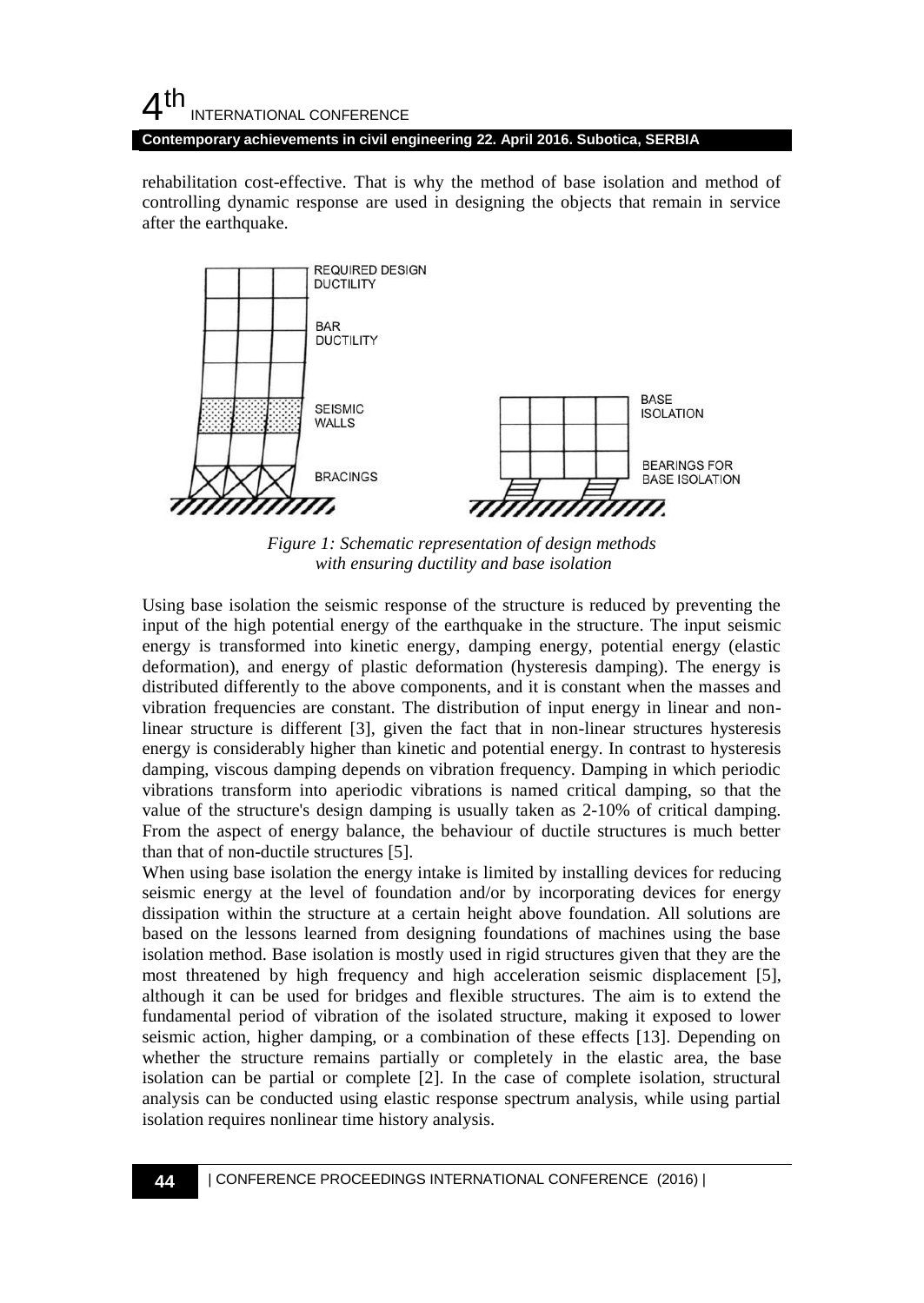rehabilitation cost-effective. That is why the method of base isolation and method of controlling dynamic response are used in designing the objects that remain in service after the earthquake.

*Figure 1: Schematic representation of design methods with ensuring ductility and base isolation*

Using base isolation the seismic response of the structure is reduced by preventing the input of the high potential energy of the earthquake in the structure. The input seismic energy is transformed into kinetic energy, damping energy, potential energy (elastic deformation), and energy of plastic deformation (hysteresis damping). The energy is distributed differently to the above components, and it is constant when the masses and vibration frequencies are constant. The distribution of input energy in linear and non-linear structure is different [3], given the fact that in non-linear structures hysteresis energy is considerably higher than kinetic and potential energy. In contrast to hysteresis damping, viscous damping depends on vibration frequency. Damping in which periodic vibrations transform into aperiodic vibrations is named critical damping, so that the value of the structure's design damping is usually taken as 2-10% of critical damping. From the aspect of energy balance, the behaviour of ductile structures is much better than that of non-ductile structures [5].

When using base isolation the energy intake is limited by installing devices for reducing seismic energy at the level of foundation and/or by incorporating devices for energy dissipation within the structure at a certain height above foundation. All solutions are based on the lessons learned from designing foundations of machines using the base isolation method. Base isolation is mostly used in rigid structures given that they are the most threatened by high frequency and high acceleration seismic displacement [5], although it can be used for bridges and flexible structures. The aim is to extend the fundamental period of vibration of the isolated structure, making it exposed to lower seismic action, higher damping, or a combination of these effects [13]. Depending on whether the structure remains partially or completely in the elastic area, the base isolation can be partial or complete [2]. In the case of complete isolation, structural analysis can be conducted using elastic response spectrum analysis, while using partial isolation requires nonlinear time history analysis.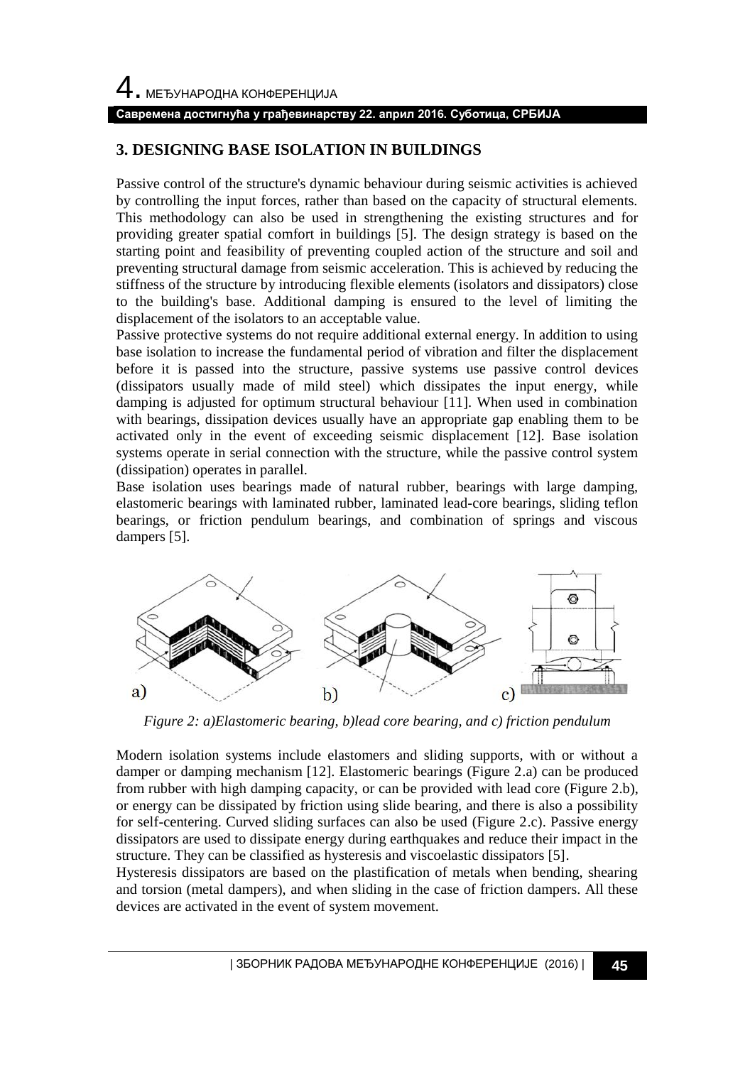## 3. DESIGNING BASE ISOLATION IN BUILDINGS

Passive control of the structure's dynamic behaviour during seismic activities is achieved by controlling the input forces, rather than based on the capacity of structural elements. This methodology can also be used in strengthening the existing structures and for providing greater spatial comfort in buildings [5]. The design strategy is based on the starting point and feasibility of preventing coupled action of the structure and soil and preventing structural damage from seismic acceleration. This is achieved by reducing the stiffness of the structure by introducing flexible elements (isolators and dissipators) close to the building's base. Additional damping is ensured to the level of limiting the displacement of the isolators to an acceptable value.

Passive protective systems do not require additional external energy. In addition to using base isolation to increase the fundamental period of vibration and filter the displacement before it is passed into the structure, passive systems use passive control devices (dissipators usually made of mild steel) which dissipates the input energy, while damping is adjusted for optimum structural behaviour [11]. When used in combination with bearings, dissipation devices usually have an appropriate gap enabling them to be activated only in the event of exceeding seismic displacement [12]. Base isolation systems operate in serial connection with the structure, while the passive control system (dissipation) operates in parallel.

Base isolation uses bearings made of natural rubber, bearings with large damping, elastomeric bearings with laminated rubber, laminated lead-core bearings, sliding teflon bearings, or friction pendulum bearings, and combination of springs and viscous dampers [5].

*Figure 2: a)Elastomeric bearing, b)lead core bearing, and c) friction pendulum*

Modern isolation systems include elastomers and sliding supports, with or without a damper or damping mechanism [12]. Elastomeric bearings (Figure 2.a) can be produced from rubber with high damping capacity, or can be provided with lead core (Figure 2.b), or energy can be dissipated by friction using slide bearing, and there is also a possibility for self-centering. Curved sliding surfaces can also be used (Figure 2.c). Passive energy dissipators are used to dissipate energy during earthquakes and reduce their impact in the structure. They can be classified as hysteresis and viscoelastic dissipators [5].

Hysteresis dissipators are based on the plastification of metals when bending, shearing and torsion (metal dampers), and when sliding in the case of friction dampers. All these devices are activated in the event of system movement.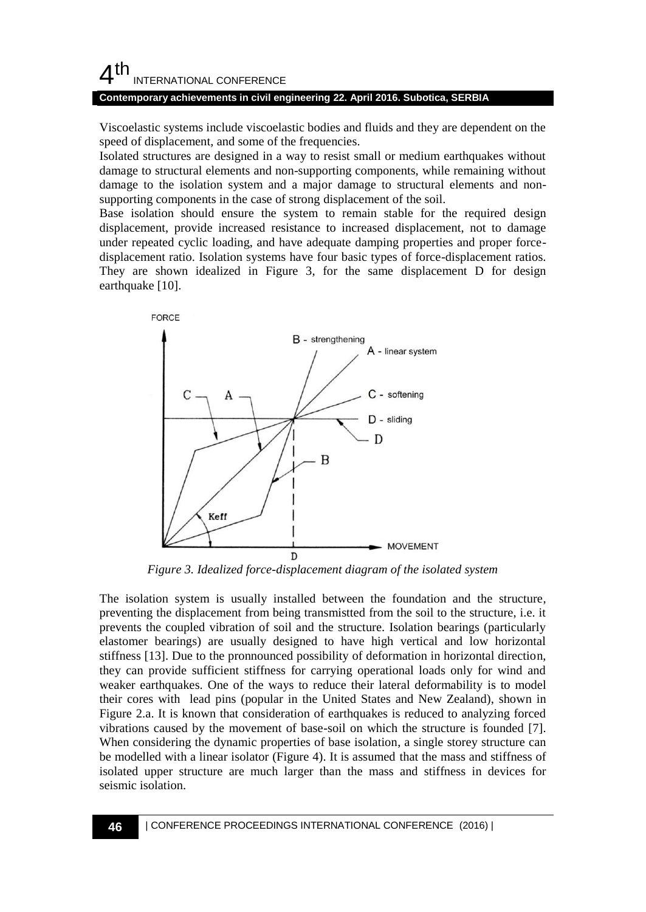Viscoelastic systems include viscoelastic bodies and fluids and they are dependent on the speed of displacement, and some of the frequencies.

Isolated structures are designed in a way to resist small or medium earthquakes without damage to structural elements and non-supporting components, while remaining without damage to the isolation system and a major damage to structural elements and non-supporting components in the case of strong displacement of the soil.

Base isolation should ensure the system to remain stable for the required design displacement, provide increased resistance to increased displacement, not to damage under repeated cyclic loading, and have adequate damping properties and proper force-displacement ratio. Isolation systems have four basic types of force-displacement ratios. They are shown idealized in Figure 3, for the same displacement D for design earthquake [10].

*Figure 3. Idealized force-displacement diagram of the isolated system*

The isolation system is usually installed between the foundation and the structure, preventing the displacement from being transmistted from the soil to the structure, i.e. it prevents the coupled vibration of soil and the structure. Isolation bearings (particularly elastomer bearings) are usually designed to have high vertical and low horizontal stiffness [13]. Due to the pronnounced possibility of deformation in horizontal direction, they can provide sufficient stiffness for carrying operational loads only for wind and weaker earthquakes. One of the ways to reduce their lateral deformability is to model their cores with lead pins (popular in the United States and New Zealand), shown in Figure 2.a. It is known that consideration of earthquakes is reduced to analyzing forced vibrations caused by the movement of base-soil on which the structure is founded [7]. When considering the dynamic properties of base isolation, a single storey structure can be modelled with a linear isolator (Figure 4). It is assumed that the mass and stiffness of isolated upper structure are much larger than the mass and stiffness in devices for seismic isolation.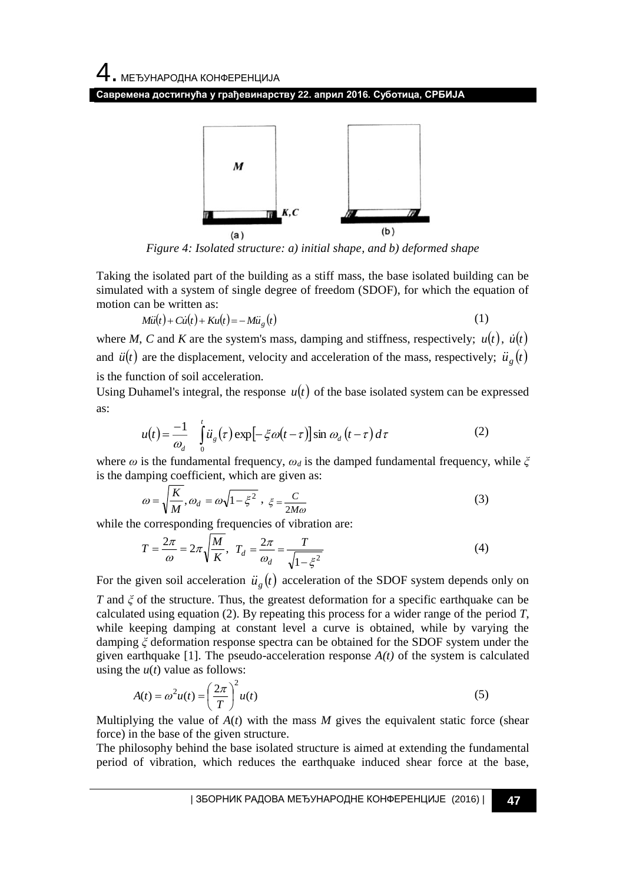Figure 4: Isolated structure: a) initial shape, and b) deformed shape

Taking the isolated part of the building as a stiff mass, the base isolated building can be simulated with a system of single degree of freedom (SDOF), for which the equation of motion can be written as:

$$M\ddot{u}(t) + C\dot{u}(t) + Ku(t) = -M\ddot{u}_g(t) \tag{1}$$

where *M*, *C* and *K* are the system's mass, damping and stiffness, respectively; $u(t)$, $\dot{u}(t)$ and $\ddot{u}(t)$ are the displacement, velocity and acceleration of the mass, respectively; $\ddot{u}_g(t)$ is the function of soil acceleration.

Using Duhamel's integral, the response $u(t)$ of the base isolated system can be expressed as:

$$u(t) = \frac{-1}{\omega_d} \int_0^t \ddot{u}_g(\tau) \exp[-\xi\omega(t-\tau)] \sin \omega_d (t-\tau)\, d\tau \tag{2}$$

where $\omega$ is the fundamental frequency, $\omega_d$ is the damped fundamental frequency, while $\xi$ is the damping coefficient, which are given as:

$$\omega = \sqrt{\frac{K}{M}}, \omega_d = \omega\sqrt{1-\xi^2}\ , \ \xi = \frac{C}{2M\omega} \tag{3}$$

while the corresponding frequencies of vibration are:

$$T = \frac{2\pi}{\omega} = 2\pi\sqrt{\frac{M}{K}},\ \ T_d = \frac{2\pi}{\omega_d} = \frac{T}{\sqrt{1-\xi^2}} \tag{4}$$

For the given soil acceleration $\ddot{u}_g(t)$ acceleration of the SDOF system depends only on *T* and $\xi$ of the structure. Thus, the greatest deformation for a specific earthquake can be calculated using equation (2). By repeating this process for a wider range of the period *T*, while keeping damping at constant level a curve is obtained, while by varying the damping $\xi$ deformation response spectra can be obtained for the SDOF system under the given earthquake [1]. The pseudo-acceleration response *A(t)* of the system is calculated using the *u*(*t*) value as follows:

$$A(t) = \omega^2 u(t) = \left(\frac{2\pi}{T}\right)^2 u(t) \tag{5}$$

Multiplying the value of *A*(*t*) with the mass *M* gives the equivalent static force (shear force) in the base of the given structure.

The philosophy behind the base isolated structure is aimed at extending the fundamental period of vibration, which reduces the earthquake induced shear force at the base,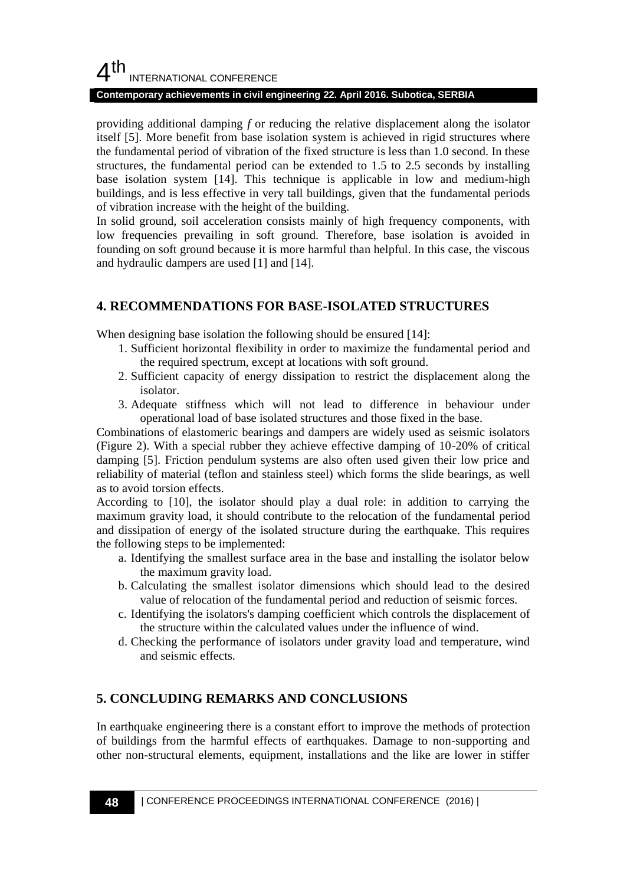providing additional damping *f* or reducing the relative displacement along the isolator itself [5]. More benefit from base isolation system is achieved in rigid structures where the fundamental period of vibration of the fixed structure is less than 1.0 second. In these structures, the fundamental period can be extended to 1.5 to 2.5 seconds by installing base isolation system [14]. This technique is applicable in low and medium-high buildings, and is less effective in very tall buildings, given that the fundamental periods of vibration increase with the height of the building.

In solid ground, soil acceleration consists mainly of high frequency components, with low frequencies prevailing in soft ground. Therefore, base isolation is avoided in founding on soft ground because it is more harmful than helpful. In this case, the viscous and hydraulic dampers are used [1] and [14].

## 4. RECOMMENDATIONS FOR BASE-ISOLATED STRUCTURES

When designing base isolation the following should be ensured [14]:

1. Sufficient horizontal flexibility in order to maximize the fundamental period and the required spectrum, except at locations with soft ground.
2. Sufficient capacity of energy dissipation to restrict the displacement along the isolator.
3. Adequate stiffness which will not lead to difference in behaviour under operational load of base isolated structures and those fixed in the base.

Combinations of elastomeric bearings and dampers are widely used as seismic isolators (Figure 2). With a special rubber they achieve effective damping of 10-20% of critical damping [5]. Friction pendulum systems are also often used given their low price and reliability of material (teflon and stainless steel) which forms the slide bearings, as well as to avoid torsion effects.

According to [10], the isolator should play a dual role: in addition to carrying the maximum gravity load, it should contribute to the relocation of the fundamental period and dissipation of energy of the isolated structure during the earthquake. This requires the following steps to be implemented:

a. Identifying the smallest surface area in the base and installing the isolator below the maximum gravity load.
b. Calculating the smallest isolator dimensions which should lead to the desired value of relocation of the fundamental period and reduction of seismic forces.
c. Identifying the isolators's damping coefficient which controls the displacement of the structure within the calculated values under the influence of wind.
d. Checking the performance of isolators under gravity load and temperature, wind and seismic effects.

## 5. CONCLUDING REMARKS AND CONCLUSIONS

In earthquake engineering there is a constant effort to improve the methods of protection of buildings from the harmful effects of earthquakes. Damage to non-supporting and other non-structural elements, equipment, installations and the like are lower in stiffer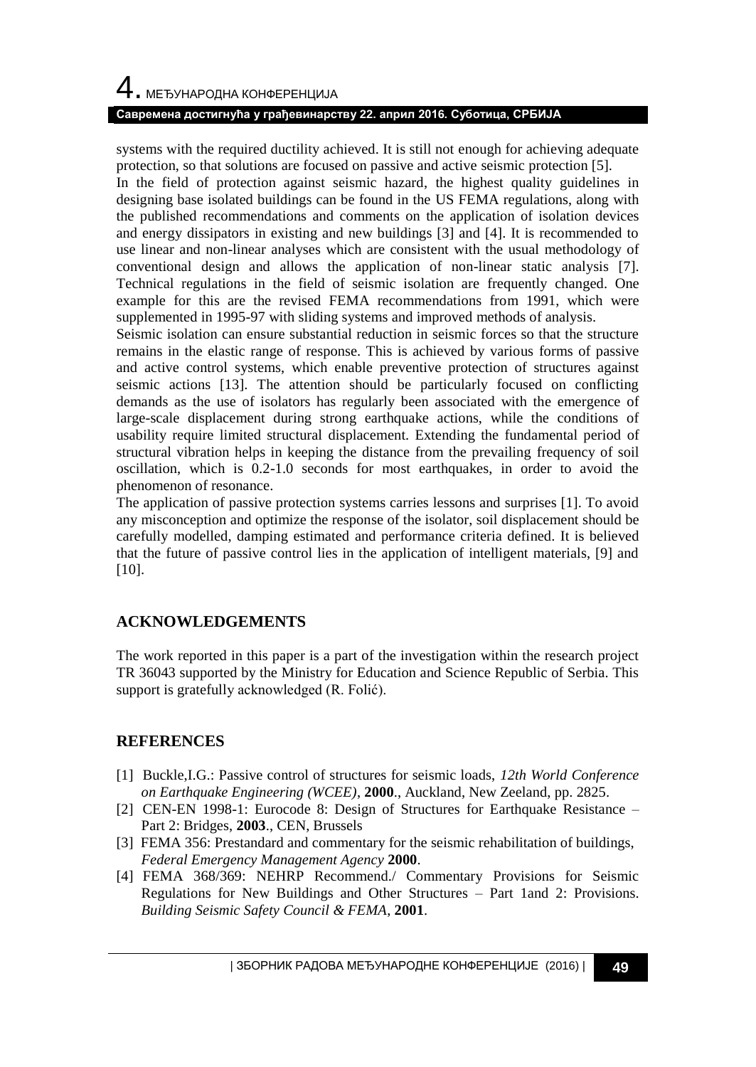systems with the required ductility achieved. It is still not enough for achieving adequate protection, so that solutions are focused on passive and active seismic protection [5].

In the field of protection against seismic hazard, the highest quality guidelines in designing base isolated buildings can be found in the US FEMA regulations, along with the published recommendations and comments on the application of isolation devices and energy dissipators in existing and new buildings [3] and [4]. It is recommended to use linear and non-linear analyses which are consistent with the usual methodology of conventional design and allows the application of non-linear static analysis [7]. Technical regulations in the field of seismic isolation are frequently changed. One example for this are the revised FEMA recommendations from 1991, which were supplemented in 1995-97 with sliding systems and improved methods of analysis.

Seismic isolation can ensure substantial reduction in seismic forces so that the structure remains in the elastic range of response. This is achieved by various forms of passive and active control systems, which enable preventive protection of structures against seismic actions [13]. The attention should be particularly focused on conflicting demands as the use of isolators has regularly been associated with the emergence of large-scale displacement during strong earthquake actions, while the conditions of usability require limited structural displacement. Extending the fundamental period of structural vibration helps in keeping the distance from the prevailing frequency of soil oscillation, which is 0.2-1.0 seconds for most earthquakes, in order to avoid the phenomenon of resonance.

The application of passive protection systems carries lessons and surprises [1]. To avoid any misconception and optimize the response of the isolator, soil displacement should be carefully modelled, damping estimated and performance criteria defined. It is believed that the future of passive control lies in the application of intelligent materials, [9] and [10].

## ACKNOWLEDGEMENTS

The work reported in this paper is a part of the investigation within the research project TR 36043 supported by the Ministry for Education and Science Republic of Serbia. This support is gratefully acknowledged (R. Folić).

## REFERENCES

[1] Buckle,I.G.: Passive control of structures for seismic loads, *12th World Conference on Earthquake Engineering (WCEE)*, **2000**., Auckland, New Zeeland, pp. 2825.

[2] CEN-EN 1998-1: Eurocode 8: Design of Structures for Earthquake Resistance – Part 2: Bridges, **2003**., CEN, Brussels

[3] FEMA 356: Prestandard and commentary for the seismic rehabilitation of buildings, *Federal Emergency Management Agency* **2000**.

[4] FEMA 368/369: NEHRP Recommend./ Commentary Provisions for Seismic Regulations for New Buildings and Other Structures – Part 1and 2: Provisions. *Building Seismic Safety Council & FEMA*, **2001**.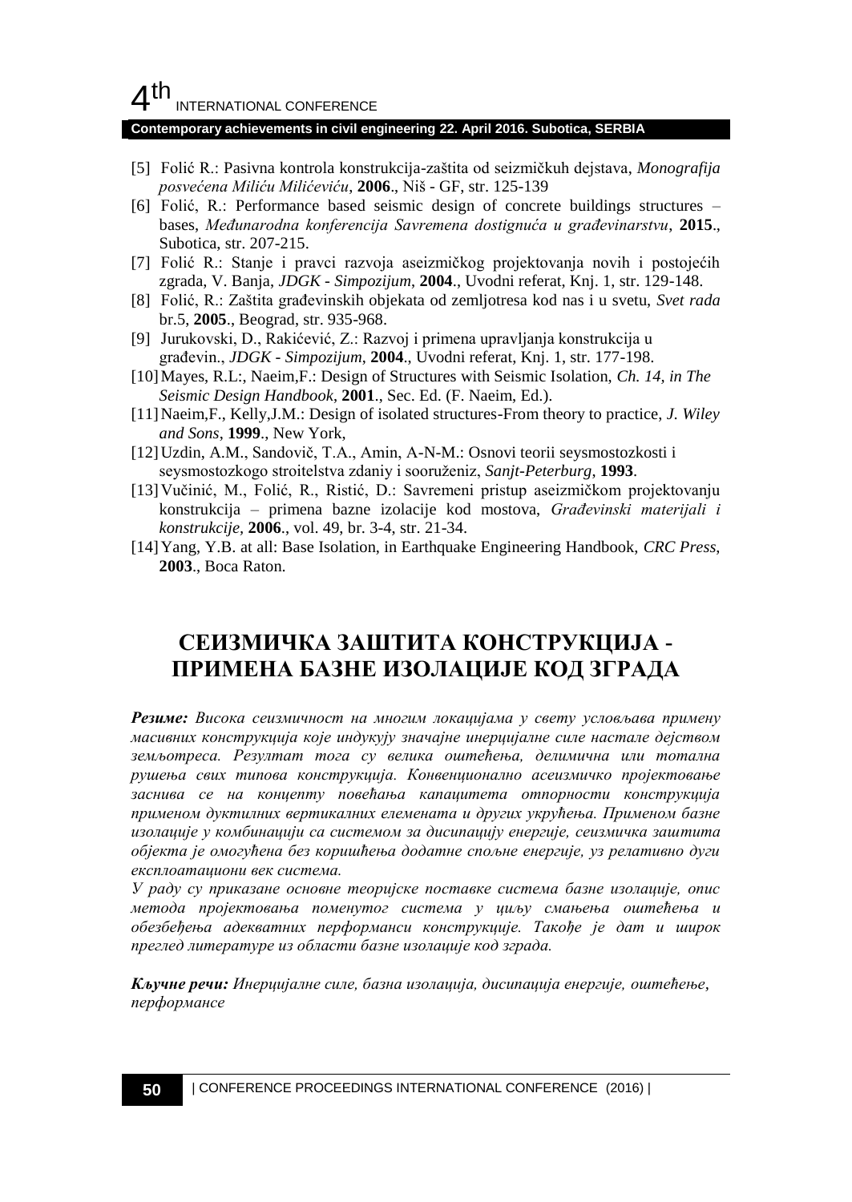[5] Folić R.: Pasivna kontrola konstrukcija-zaštita od seizmičkuh dejstava, *Monografija posvećena Miliću Milićeviću*, **2006**., Niš - GF, str. 125-139

[6] Folić, R.: Performance based seismic design of concrete buildings structures – bases, *Međunarodna konferencija Savremena dostignuća u građevinarstvu*, **2015**., Subotica, str. 207-215.

[7] Folić R.: Stanje i pravci razvoja aseizmičkog projektovanja novih i postojećih zgrada, V. Banja, *JDGK - Simpozijum*, **2004**., Uvodni referat, Knj. 1, str. 129-148.

[8] Folić, R.: Zaštita građevinskih objekata od zemljotresa kod nas i u svetu, *Svet rada* br.5, **2005**., Beograd, str. 935-968.

[9] Jurukovski, D., Rakićević, Z.: Razvoj i primena upravljanja konstrukcija u građevin., *JDGK - Simpozijum*, **2004**., Uvodni referat, Knj. 1, str. 177-198.

[10] Mayes, R.L:, Naeim,F.: Design of Structures with Seismic Isolation, *Ch. 14, in The Seismic Design Handbook*, **2001**., Sec. Ed. (F. Naeim, Ed.).

[11] Naeim,F., Kelly,J.M.: Design of isolated structures-From theory to practice, *J. Wiley and Sons*, **1999**., New York,

[12] Uzdin, A.M., Sandovič, T.A., Amin, A-N-M.: Osnovi teorii seysmostozkosti i seysmostozkogo stroitelstva zdaniy i sooruženiz, *Sanjt-Peterburg*, **1993**.

[13] Vučinić, M., Folić, R., Ristić, D.: Savremeni pristup aseizmičkom projektovanju konstrukcija – primena bazne izolacije kod mostova, *Građevinski materijali i konstrukcije,* **2006**., vol. 49, br. 3-4, str. 21-34.

[14] Yang, Y.B. at all: Base Isolation, in Earthquake Engineering Handbook, *CRC Press*, **2003**., Boca Raton.

# СЕИЗМИЧКА ЗАШТИТА КОНСТРУКЦИЈА - ПРИМЕНА БАЗНЕ ИЗОЛАЦИЈЕ КОД ЗГРАДА

***Резиме:*** *Висока сеизмичност на многим локацијама у свету условљава примену масивних конструкција које индукују значајне инерцијалне силе настале дејством земљотреса. Резултат тога су велика оштећења, делимична или тотална рушења свих типова конструкција. Конвенционално асеизмичко пројектовање заснива се на концепту повећања капацитета отпорности конструкција применом дуктилних вертикалних елемената и других укрућења. Применом базне изолације у комбинацији са системом за дисипацију енергије, сеизмичка заштита објекта је омогућена без коришћења додатне спољне енергије, уз релативно дуги експлоатациони век система.*

*У раду су приказане основне теоријске поставке система базне изолације, опис метода пројектовања поменутог система у циљу смањења оштећења и обезбеђења адекватних перформанси конструкције. Такође је дат и широк преглед литературе из области базне изолације код зграда.*

***Кључне речи:*** *Инерцијалне силе, базна изолација, дисипација енергије, оштећење, перформансе*